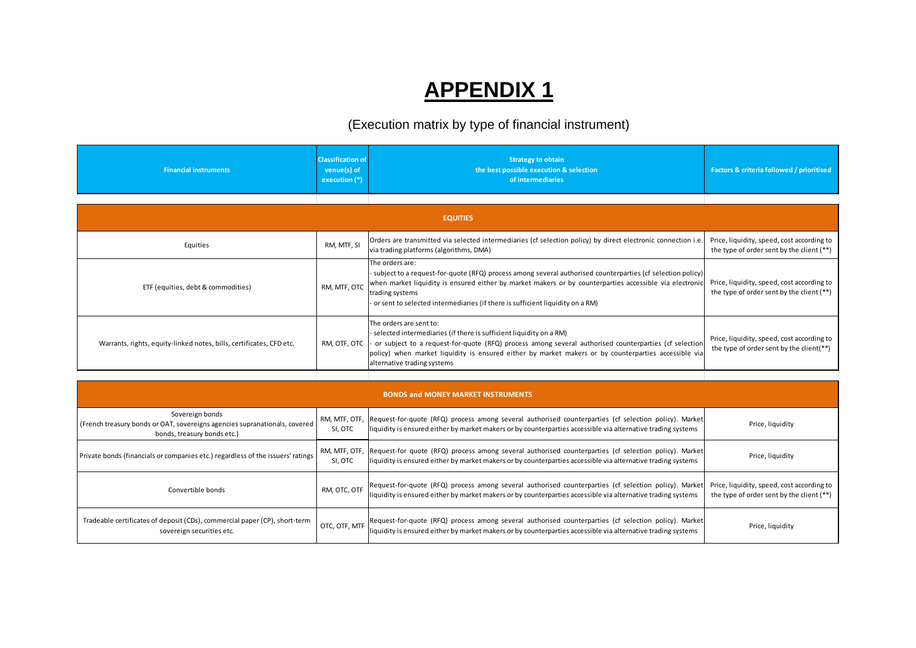# APPENDIX 1

(Execution matrix by type of financial instrument)

| Financial instruments | Classification of venue(s) of execution (*) | Strategy to obtain the best possible execution & selection of intermediaries | Factors & criteria followed / prioritised |
|---|---|---|---|
| **EQUITIES** | | | |
| Equities | RM, MTF, SI | Orders are transmitted via selected intermediaries (cf selection policy) by direct electronic connection i.e. via trading platforms (algorithms, DMA) | Price, liquidity, speed, cost according to the type of order sent by the client (**) |
| ETF (equities, debt & commodities) | RM, MTF, OTC | The orders are:<br>- subject to a request-for-quote (RFQ) process among several authorised counterparties (cf selection policy) when market liquidity is ensured either by market makers or by counterparties accessible via electronic trading systems<br>- or sent to selected intermediaries (if there is sufficient liquidity on a RM) | Price, liquidity, speed, cost according to the type of order sent by the client (**) |
| Warrants, rights, equity-linked notes, bills, certificates, CFD etc. | RM, OTF, OTC | The orders are sent to:<br>- selected intermediaries (if there is sufficient liquidity on a RM)<br>- or subject to a request-for-quote (RFQ) process among several authorised counterparties (cf selection policy) when market liquidity is ensured either by market makers or by counterparties accessible via alternative trading systems | Price, liquidity, speed, cost according to the type of order sent by the client(**) |
| **BONDS and MONEY MARKET INSTRUMENTS** | | | |
| Sovereign bonds<br>(French treasury bonds or OAT, sovereigns agencies supranationals, covered bonds, treasury bonds etc.) | RM, MTF, OTF, SI, OTC | Request-for-quote (RFQ) process among several authorised counterparties (cf selection policy). Market liquidity is ensured either by market makers or by counterparties accessible via alternative trading systems | Price, liquidity |
| Private bonds (financials or companies etc.) regardless of the issuers' ratings | RM, MTF, OTF, SI, OTC | Request-for quote (RFQ) process among several authorised counterparties (cf selection policy). Market liquidity is ensured either by market makers or by counterparties accessible via alternative trading systems | Price, liquidity |
| Convertible bonds | RM, OTC, OTF | Request-for-quote (RFQ) process among several authorised counterparties (cf selection policy). Market liquidity is ensured either by market makers or by counterparties accessible via alternative trading systems | Price, liquidity, speed, cost according to the type of order sent by the client (**) |
| Tradeable certificates of deposit (CDs), commercial paper (CP), short-term sovereign securities etc. | OTC, OTF, MTF | Request-for-quote (RFQ) process among several authorised counterparties (cf selection policy). Market liquidity is ensured either by market makers or by counterparties accessible via alternative trading systems | Price, liquidity |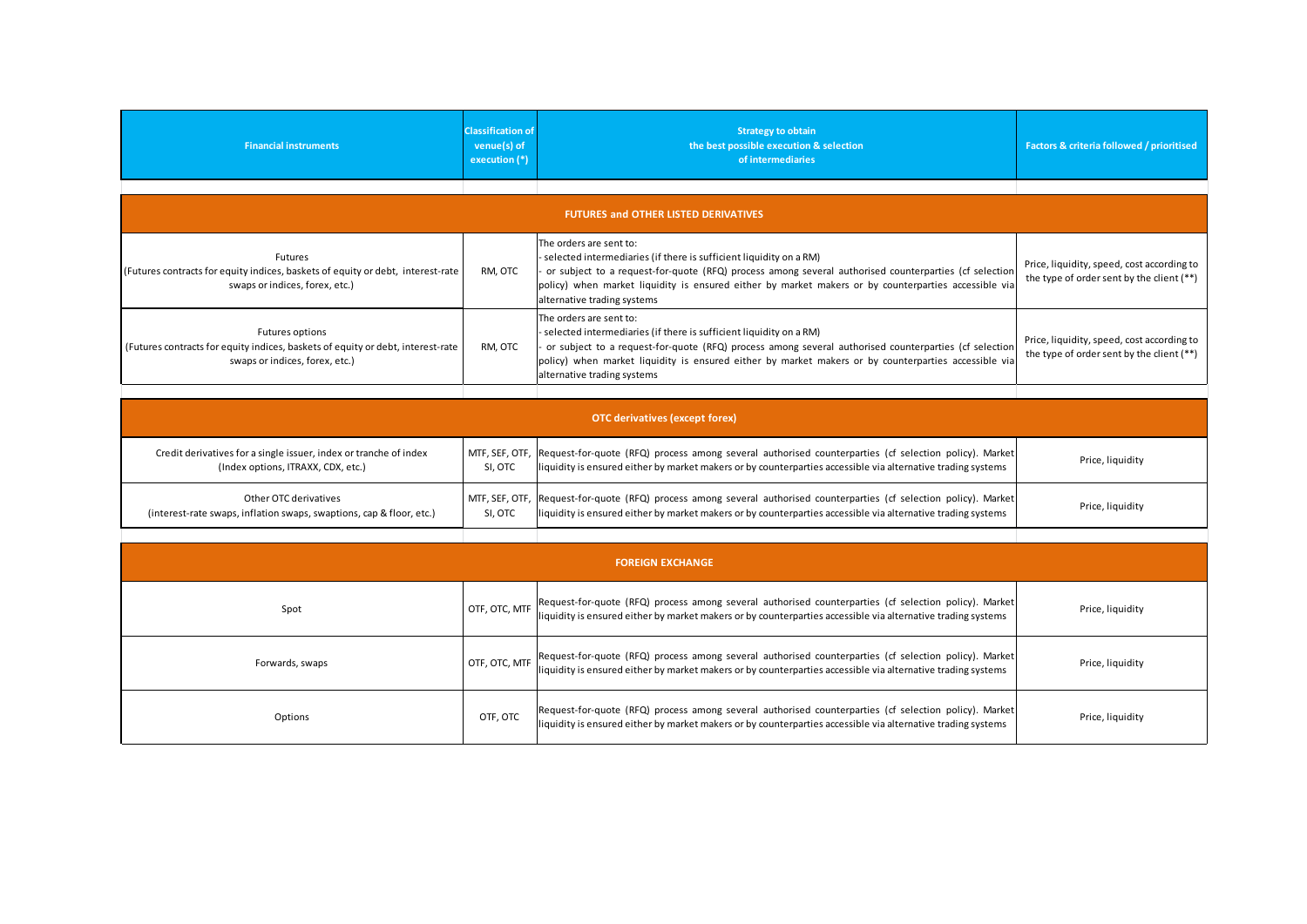| Financial instruments | Classification of venue(s) of execution (*) | Strategy to obtain the best possible execution & selection of intermediaries | Factors & criteria followed / prioritised |
|---|---|---|---|
| **FUTURES and OTHER LISTED DERIVATIVES** | | | |
| Futures (Futures contracts for equity indices, baskets of equity or debt, interest-rate swaps or indices, forex, etc.) | RM, OTC | The orders are sent to:<br>- selected intermediaries (if there is sufficient liquidity on a RM)<br>- or subject to a request-for-quote (RFQ) process among several authorised counterparties (cf selection policy) when market liquidity is ensured either by market makers or by counterparties accessible via alternative trading systems | Price, liquidity, speed, cost according to the type of order sent by the client (**) |
| Futures options (Futures contracts for equity indices, baskets of equity or debt, interest-rate swaps or indices, forex, etc.) | RM, OTC | The orders are sent to:<br>- selected intermediaries (if there is sufficient liquidity on a RM)<br>- or subject to a request-for-quote (RFQ) process among several authorised counterparties (cf selection policy) when market liquidity is ensured either by market makers or by counterparties accessible via alternative trading systems | Price, liquidity, speed, cost according to the type of order sent by the client (**) |
| **OTC derivatives (except forex)** | | | |
| Credit derivatives for a single issuer, index or tranche of index (Index options, ITRAXX, CDX, etc.) | MTF, SEF, OTF, SI, OTC | Request-for-quote (RFQ) process among several authorised counterparties (cf selection policy). Market liquidity is ensured either by market makers or by counterparties accessible via alternative trading systems | Price, liquidity |
| Other OTC derivatives (interest-rate swaps, inflation swaps, swaptions, cap & floor, etc.) | MTF, SEF, OTF, SI, OTC | Request-for-quote (RFQ) process among several authorised counterparties (cf selection policy). Market liquidity is ensured either by market makers or by counterparties accessible via alternative trading systems | Price, liquidity |
| **FOREIGN EXCHANGE** | | | |
| Spot | OTF, OTC, MTF | Request-for-quote (RFQ) process among several authorised counterparties (cf selection policy). Market liquidity is ensured either by market makers or by counterparties accessible via alternative trading systems | Price, liquidity |
| Forwards, swaps | OTF, OTC, MTF | Request-for-quote (RFQ) process among several authorised counterparties (cf selection policy). Market liquidity is ensured either by market makers or by counterparties accessible via alternative trading systems | Price, liquidity |
| Options | OTF, OTC | Request-for-quote (RFQ) process among several authorised counterparties (cf selection policy). Market liquidity is ensured either by market makers or by counterparties accessible via alternative trading systems | Price, liquidity |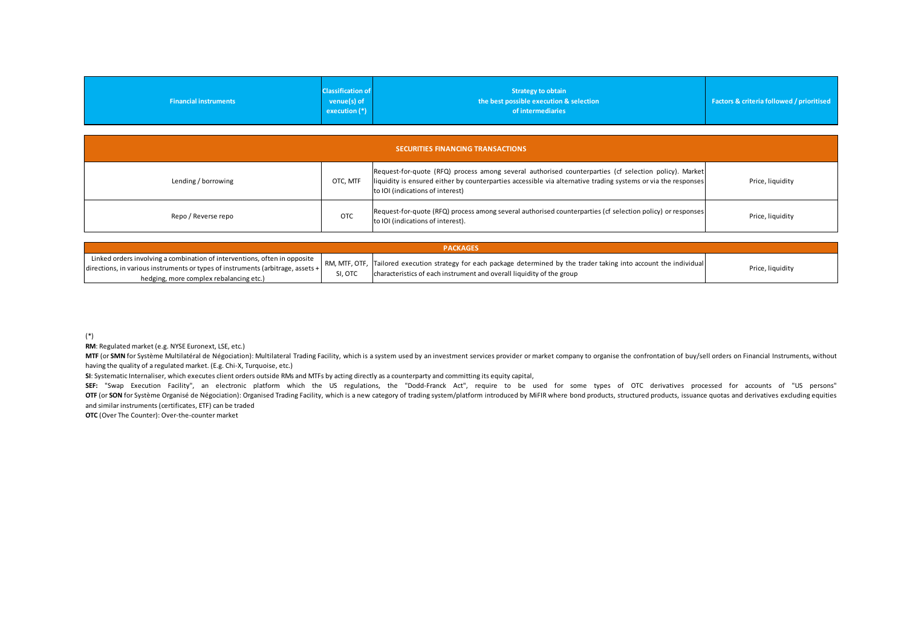| Financial instruments | Classification of venue(s) of execution (*) | Strategy to obtain the best possible execution & selection of intermediaries | Factors & criteria followed / prioritised |
|---|---|---|---|
| **SECURITIES FINANCING TRANSACTIONS** | | | |
| Lending / borrowing | OTC, MTF | Request-for-quote (RFQ) process among several authorised counterparties (cf selection policy). Market liquidity is ensured either by counterparties accessible via alternative trading systems or via the responses to IOI (indications of interest) | Price, liquidity |
| Repo / Reverse repo | OTC | Request-for-quote (RFQ) process among several authorised counterparties (cf selection policy) or responses to IOI (indications of interest). | Price, liquidity |
| **PACKAGES** | | | |
| Linked orders involving a combination of interventions, often in opposite directions, in various instruments or types of instruments (arbitrage, assets + hedging, more complex rebalancing etc.) | RM, MTF, OTF, SI, OTC | Tailored execution strategy for each package determined by the trader taking into account the individual characteristics of each instrument and overall liquidity of the group | Price, liquidity |

(*)

**RM**: Regulated market (e.g. NYSE Euronext, LSE, etc.)

**MTF** (or **SMN** for Système Multilatéral de Négociation): Multilateral Trading Facility, which is a system used by an investment services provider or market company to organise the confrontation of buy/sell orders on Financial Instruments, without having the quality of a regulated market. (E.g. Chi-X, Turquoise, etc.)

**SI**: Systematic Internaliser, which executes client orders outside RMs and MTFs by acting directly as a counterparty and committing its equity capital,

**SEF:** "Swap Execution Facility", an electronic platform which the US regulations, the "Dodd-Franck Act", require to be used for some types of OTC derivatives processed for accounts of "US persons"

**OTF** (or **SON** for Système Organisé de Négociation): Organised Trading Facility, which is a new category of trading system/platform introduced by MiFIR where bond products, structured products, issuance quotas and derivatives excluding equities and similar instruments (certificates, ETF) can be traded

**OTC** (Over The Counter): Over-the-counter market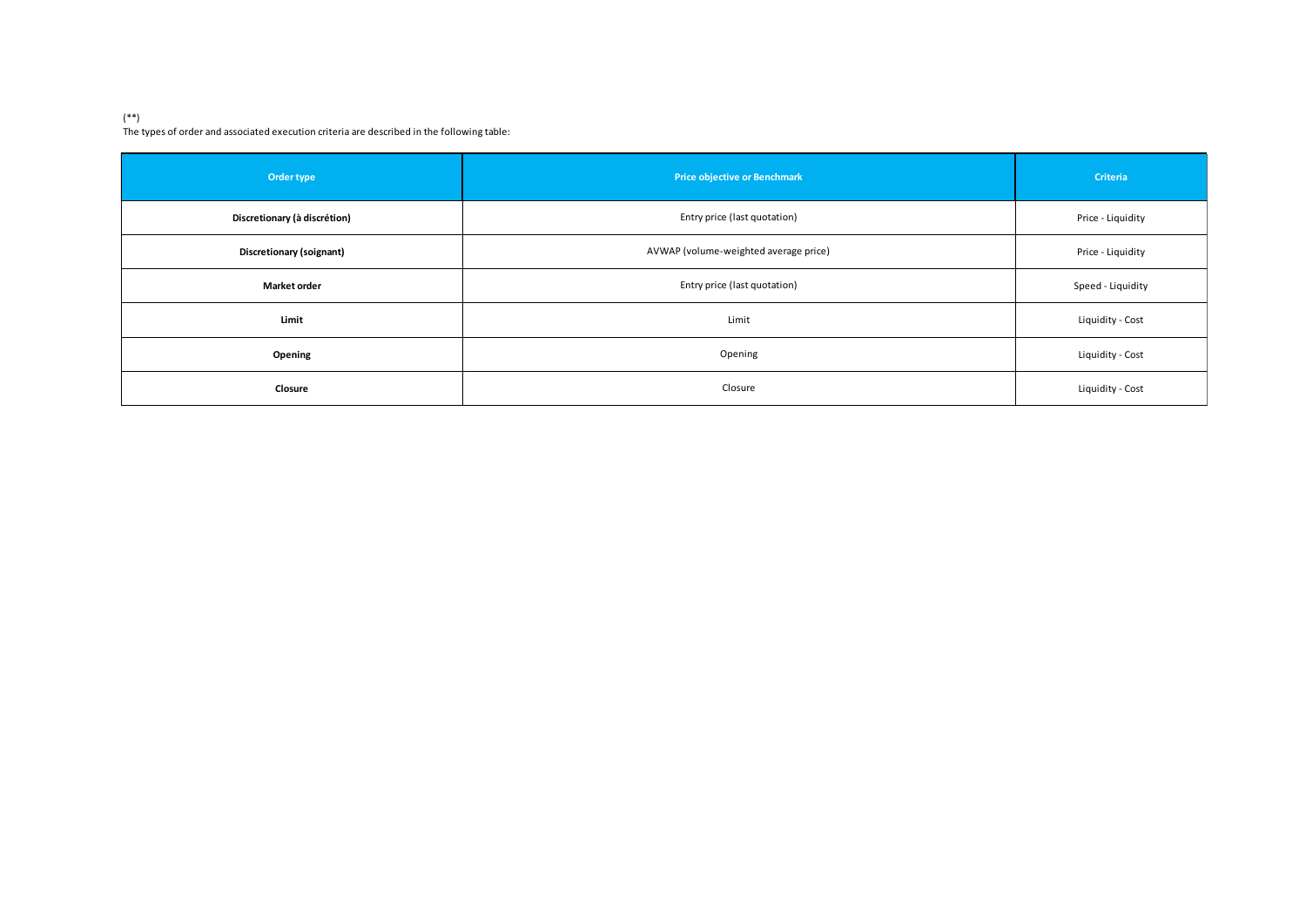(**)
The types of order and associated execution criteria are described in the following table:

| Order type | Price objective or Benchmark | Criteria |
|---|---|---|
| **Discretionary (à discrétion)** | Entry price (last quotation) | Price - Liquidity |
| **Discretionary (soignant)** | AVWAP (volume-weighted average price) | Price - Liquidity |
| **Market order** | Entry price (last quotation) | Speed - Liquidity |
| **Limit** | Limit | Liquidity - Cost |
| **Opening** | Opening | Liquidity - Cost |
| **Closure** | Closure | Liquidity - Cost |